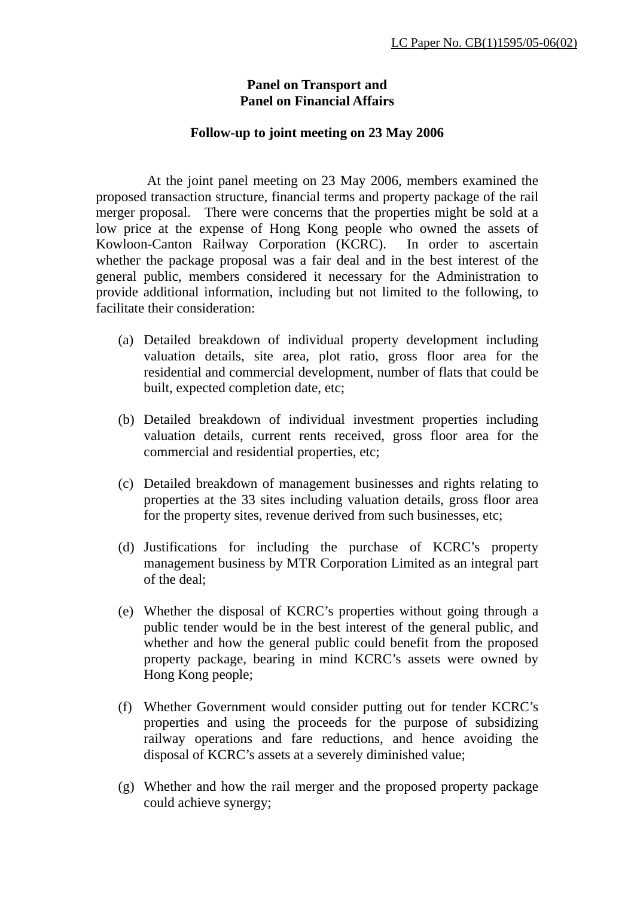LC Paper No. CB(1)1595/05-06(02)

**Panel on Transport and**
**Panel on Financial Affairs**

**Follow-up to joint meeting on 23 May 2006**

At the joint panel meeting on 23 May 2006, members examined the proposed transaction structure, financial terms and property package of the rail merger proposal. There were concerns that the properties might be sold at a low price at the expense of Hong Kong people who owned the assets of Kowloon-Canton Railway Corporation (KCRC). In order to ascertain whether the package proposal was a fair deal and in the best interest of the general public, members considered it necessary for the Administration to provide additional information, including but not limited to the following, to facilitate their consideration:

(a) Detailed breakdown of individual property development including valuation details, site area, plot ratio, gross floor area for the residential and commercial development, number of flats that could be built, expected completion date, etc;

(b) Detailed breakdown of individual investment properties including valuation details, current rents received, gross floor area for the commercial and residential properties, etc;

(c) Detailed breakdown of management businesses and rights relating to properties at the 33 sites including valuation details, gross floor area for the property sites, revenue derived from such businesses, etc;

(d) Justifications for including the purchase of KCRC's property management business by MTR Corporation Limited as an integral part of the deal;

(e) Whether the disposal of KCRC's properties without going through a public tender would be in the best interest of the general public, and whether and how the general public could benefit from the proposed property package, bearing in mind KCRC's assets were owned by Hong Kong people;

(f) Whether Government would consider putting out for tender KCRC's properties and using the proceeds for the purpose of subsidizing railway operations and fare reductions, and hence avoiding the disposal of KCRC's assets at a severely diminished value;

(g) Whether and how the rail merger and the proposed property package could achieve synergy;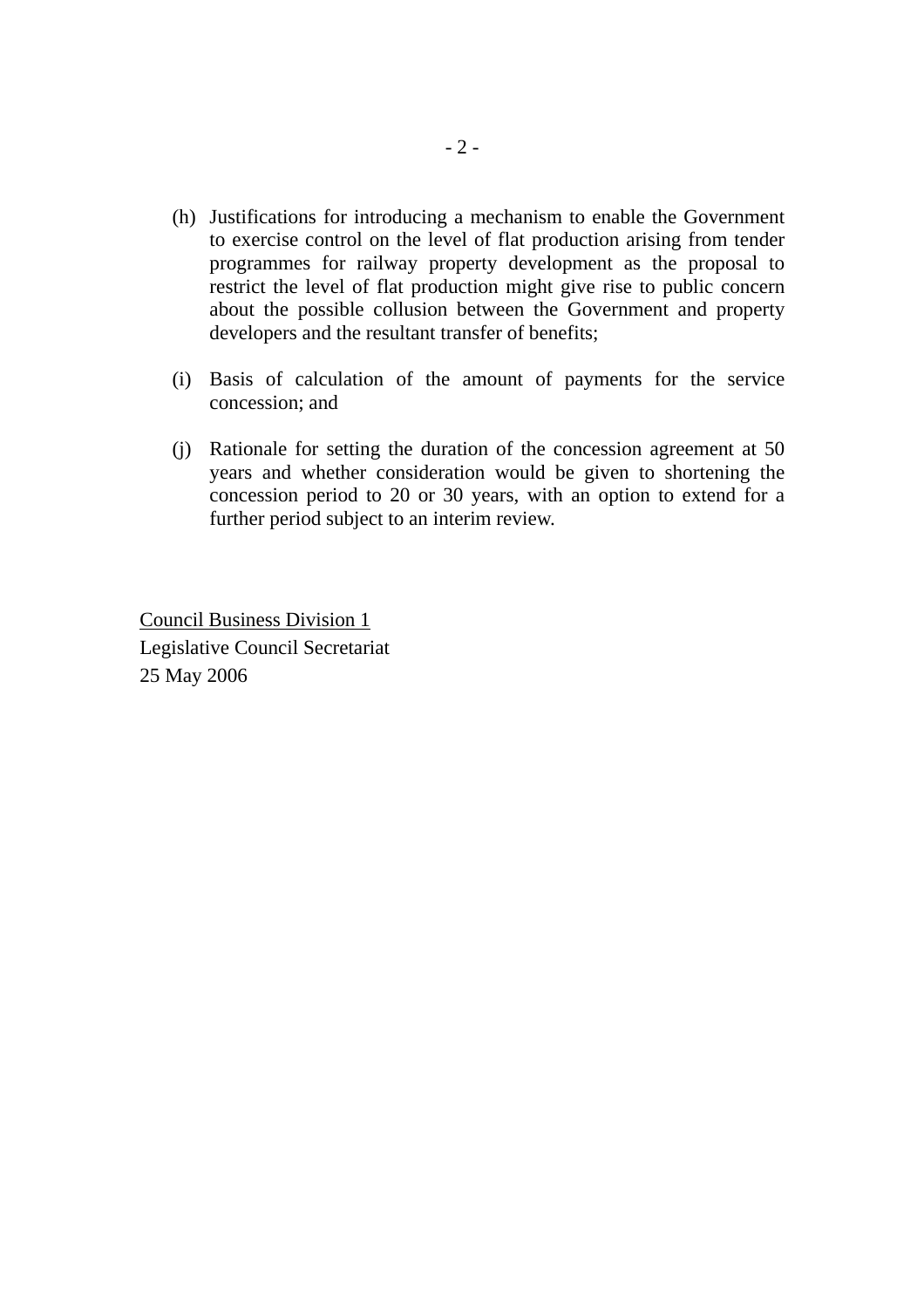(h) Justifications for introducing a mechanism to enable the Government to exercise control on the level of flat production arising from tender programmes for railway property development as the proposal to restrict the level of flat production might give rise to public concern about the possible collusion between the Government and property developers and the resultant transfer of benefits;

(i) Basis of calculation of the amount of payments for the service concession; and

(j) Rationale for setting the duration of the concession agreement at 50 years and whether consideration would be given to shortening the concession period to 20 or 30 years, with an option to extend for a further period subject to an interim review.

<u>Council Business Division 1</u>
Legislative Council Secretariat
25 May 2006